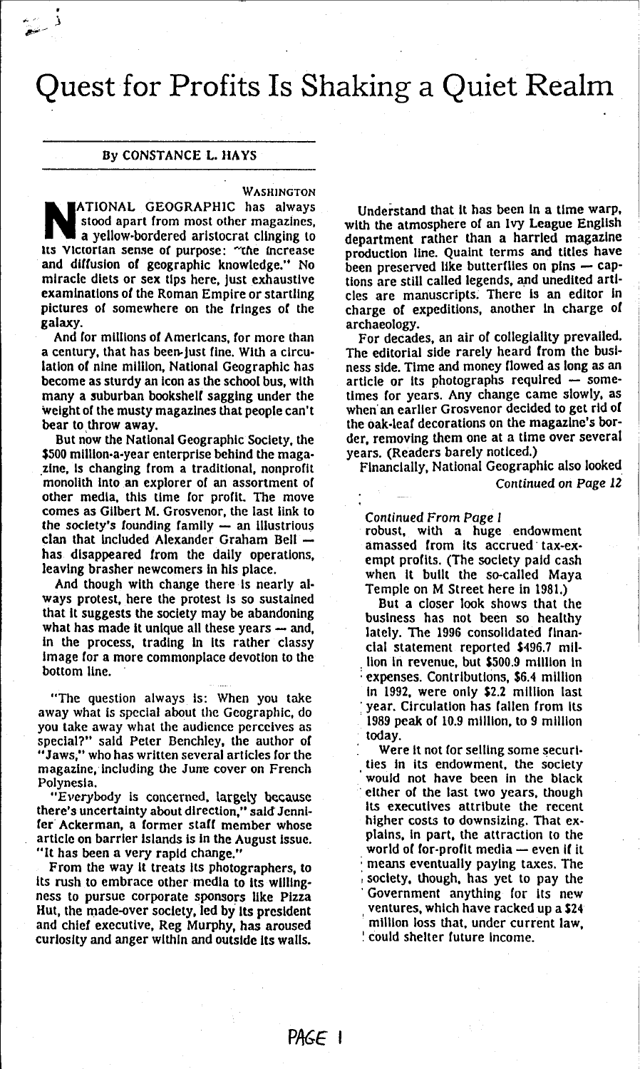# Quest for Profits Is Shaking a Quiet Realm

By CONSTANCE L. HAYS

WASHINGTON

NATIONAL GEOGRAPHIC has always stood apart from most other magazines, a yellow-bordered aristocrat clinging to its Victorian sense of purpose: "the increase and diffusion of geographic knowledge." No miracle diets or sex tips here, just exhaustive examinations of the Roman Empire or startling pictures of somewhere on the fringes of the galaxy.

And for millions of Americans, for more than a century, that has been just fine. With a circulation of nine million, National Geographic has become as sturdy an icon as the school bus, with many a suburban bookshelf sagging under the weight of the musty magazines that people can't bear to throw away.

But now the National Geographic Society, the $500 million-a-year enterprise behind the magazine, is changing from a traditional, nonprofit monolith into an explorer of an assortment of other media, this time for profit. The move comes as Gilbert M. Grosvenor, the last link to the society's founding family — an illustrious clan that included Alexander Graham Bell — has disappeared from the daily operations, leaving brasher newcomers in his place.

And though with change there is nearly always protest, here the protest is so sustained that it suggests the society may be abandoning what has made it unique all these years — and, in the process, trading in its rather classy image for a more commonplace devotion to the bottom line.

"The question always is: When you take away what is special about the Geographic, do you take away what the audience perceives as special?" said Peter Benchley, the author of "Jaws," who has written several articles for the magazine, including the June cover on French Polynesia.

"Everybody is concerned, largely because there's uncertainty about direction," said Jennifer Ackerman, a former staff member whose article on barrier islands is in the August issue. "It has been a very rapid change."

From the way it treats its photographers, to its rush to embrace other media to its willingness to pursue corporate sponsors like Pizza Hut, the made-over society, led by its president and chief executive, Reg Murphy, has aroused curiosity and anger within and outside its walls.

Understand that it has been in a time warp, with the atmosphere of an Ivy League English department rather than a harried magazine production line. Quaint terms and titles have been preserved like butterflies on pins — captions are still called legends, and unedited articles are manuscripts. There is an editor in charge of expeditions, another in charge of archaeology.

For decades, an air of collegiality prevailed. The editorial side rarely heard from the business side. Time and money flowed as long as an article or its photographs required — sometimes for years. Any change came slowly, as when an earlier Grosvenor decided to get rid of the oak-leaf decorations on the magazine's border, removing them one at a time over several years. (Readers barely noticed.)

Financially, National Geographic also looked

*Continued on Page 12*

*Continued From Page 1*

robust, with a huge endowment amassed from its accrued tax-exempt profits. (The society paid cash when it built the so-called Maya Temple on M Street here in 1981.)

But a closer look shows that the business has not been so healthy lately. The 1996 consolidated financial statement reported $496.7 million in revenue, but $500.9 million in expenses. Contributions, $6.4 million in 1992, were only $2.2 million last year. Circulation has fallen from its 1989 peak of 10.9 million, to 9 million today.

Were it not for selling some securities in its endowment, the society would not have been in the black either of the last two years, though its executives attribute the recent higher costs to downsizing. That explains, in part, the attraction to the world of for-profit media — even if it means eventually paying taxes. The society, though, has yet to pay the Government anything for its new ventures, which have racked up a $24 million loss that, under current law, could shelter future income.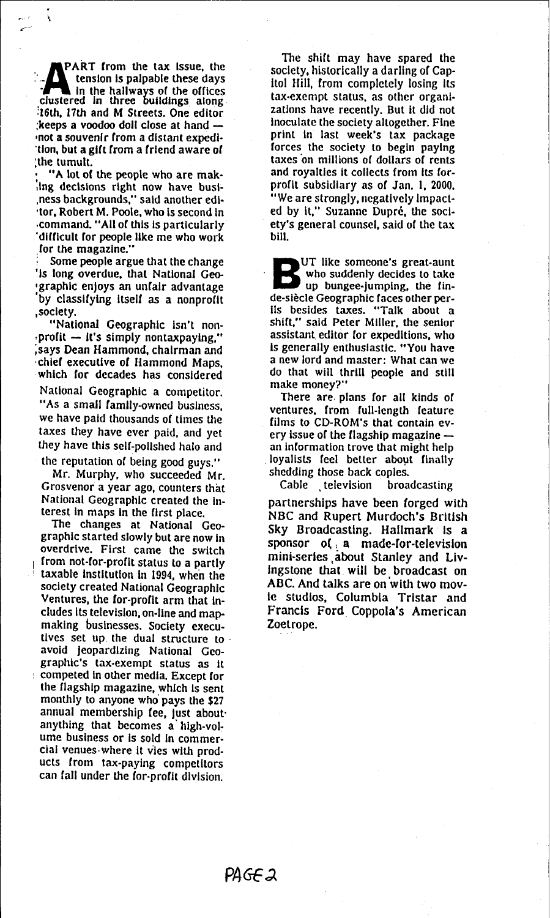APART from the tax issue, the tension is palpable these days in the hallways of the offices clustered in three buildings along 16th, 17th and M Streets. One editor keeps a voodoo doll close at hand — not a souvenir from a distant expedition, but a gift from a friend aware of the tumult.

"A lot of the people who are making decisions right now have business backgrounds," said another editor, Robert M. Poole, who is second in command. "All of this is particularly difficult for people like me who work for the magazine."

Some people argue that the change is long overdue, that National Geographic enjoys an unfair advantage by classifying itself as a nonprofit society.

"National Geographic isn't nonprofit — it's simply nontaxpaying," says Dean Hammond, chairman and chief executive of Hammond Maps, which for decades has considered National Geographic a competitor. "As a small family-owned business, we have paid thousands of times the taxes they have ever paid, and yet they have this self-polished halo and the reputation of being good guys."

Mr. Murphy, who succeeded Mr. Grosvenor a year ago, counters that National Geographic created the interest in maps in the first place.

The changes at National Geographic started slowly but are now in overdrive. First came the switch from not-for-profit status to a partly taxable institution in 1994, when the society created National Geographic Ventures, the for-profit arm that includes its television, on-line and mapmaking businesses. Society executives set up the dual structure to avoid jeopardizing National Geographic's tax-exempt status as it competed in other media. Except for the flagship magazine, which is sent monthly to anyone who pays the $27 annual membership fee, just about anything that becomes a high-volume business or is sold in commercial venues where it vies with products from tax-paying competitors can fall under the for-profit division.

The shift may have spared the society, historically a darling of Capitol Hill, from completely losing its tax-exempt status, as other organizations have recently. But it did not inoculate the society altogether. Fine print in last week's tax package forces the society to begin paying taxes on millions of dollars of rents and royalties it collects from its for-profit subsidiary as of Jan. 1, 2000. "We are strongly, negatively impacted by it," Suzanne Dupré, the society's general counsel, said of the tax bill.

BUT like someone's great-aunt who suddenly decides to take up bungee-jumping, the fin-de-siècle Geographic faces other perils besides taxes. "Talk about a shift," said Peter Miller, the senior assistant editor for expeditions, who is generally enthusiastic. "You have a new lord and master: What can we do that will thrill people and still make money?"

There are plans for all kinds of ventures, from full-length feature films to CD-ROM's that contain every issue of the flagship magazine — an information trove that might help loyalists feel better about finally shedding those back copies.

Cable television broadcasting partnerships have been forged with NBC and Rupert Murdoch's British Sky Broadcasting. Hallmark is a sponsor of a made-for-television mini-series about Stanley and Livingstone that will be broadcast on ABC. And talks are on with two movie studios, Columbia Tristar and Francis Ford Coppola's American Zoetrope.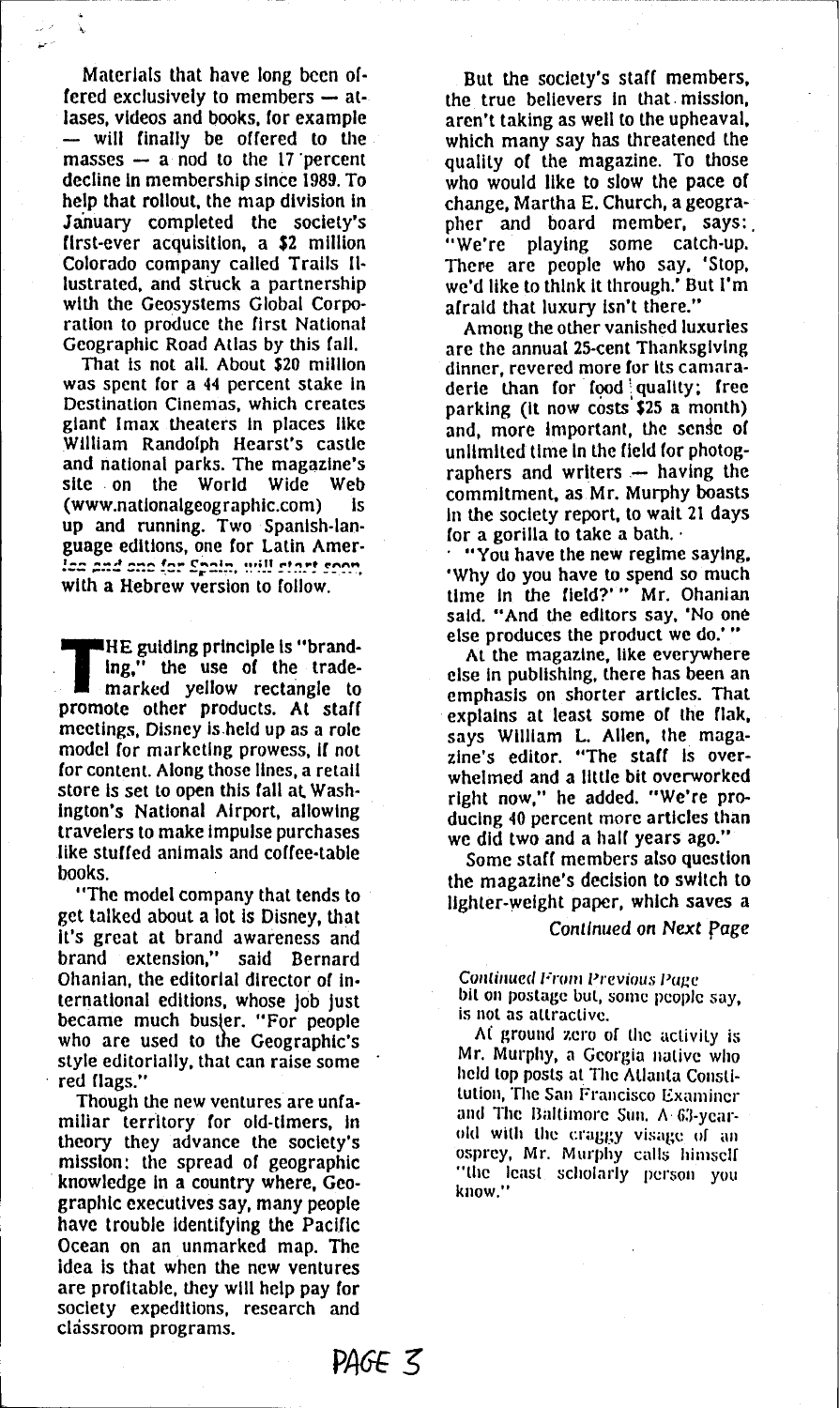Materials that have long been offered exclusively to members — atlases, videos and books, for example — will finally be offered to the masses — a nod to the 17 percent decline in membership since 1989. To help that rollout, the map division in January completed the society's first-ever acquisition, a $2 million Colorado company called Trails Illustrated, and struck a partnership with the Geosystems Global Corporation to produce the first National Geographic Road Atlas by this fall.

That is not all. About $20 million was spent for a 44 percent stake in Destination Cinemas, which creates giant Imax theaters in places like William Randolph Hearst's castle and national parks. The magazine's site on the World Wide Web (www.nationalgeographic.com) is up and running. Two Spanish-language editions, one for Latin America and one for Spain, will start soon, with a Hebrew version to follow.

THE guiding principle is "branding," the use of the trademarked yellow rectangle to promote other products. At staff meetings, Disney is held up as a role model for marketing prowess, if not for content. Along those lines, a retail store is set to open this fall at Washington's National Airport, allowing travelers to make impulse purchases like stuffed animals and coffee-table books.

"The model company that tends to get talked about a lot is Disney, that it's great at brand awareness and brand extension," said Bernard Ohanian, the editorial director of international editions, whose job just became much busier. "For people who are used to the Geographic's style editorially, that can raise some red flags."

Though the new ventures are unfamiliar territory for old-timers, in theory they advance the society's mission: the spread of geographic knowledge in a country where, Geographic executives say, many people have trouble identifying the Pacific Ocean on an unmarked map. The idea is that when the new ventures are profitable, they will help pay for society expeditions, research and classroom programs.

But the society's staff members, the true believers in that mission, aren't taking as well to the upheaval, which many say has threatened the quality of the magazine. To those who would like to slow the pace of change, Martha E. Church, a geographer and board member, says: "We're playing some catch-up. There are people who say, 'Stop, we'd like to think it through.' But I'm afraid that luxury isn't there."

Among the other vanished luxuries are the annual 25-cent Thanksgiving dinner, revered more for its camaraderie than for food quality; free parking (it now costs $25 a month) and, more important, the sense of unlimited time in the field for photographers and writers — having the commitment, as Mr. Murphy boasts in the society report, to wait 21 days for a gorilla to take a bath.

"You have the new regime saying, 'Why do you have to spend so much time in the field?'" Mr. Ohanian said. "And the editors say, 'No one else produces the product we do.'"

At the magazine, like everywhere else in publishing, there has been an emphasis on shorter articles. That explains at least some of the flak, says William L. Allen, the magazine's editor. "The staff is overwhelmed and a little bit overworked right now," he added. "We're producing 40 percent more articles than we did two and a half years ago."

Some staff members also question the magazine's decision to switch to lighter-weight paper, which saves a

*Continued on Next Page*

*Continued From Previous Page*

bit on postage but, some people say, is not as attractive.

At ground zero of the activity is Mr. Murphy, a Georgia native who held top posts at The Atlanta Constitution, The San Francisco Examiner and The Baltimore Sun. A 63-year-old with the craggy visage of an osprey, Mr. Murphy calls himself "the least scholarly person you know."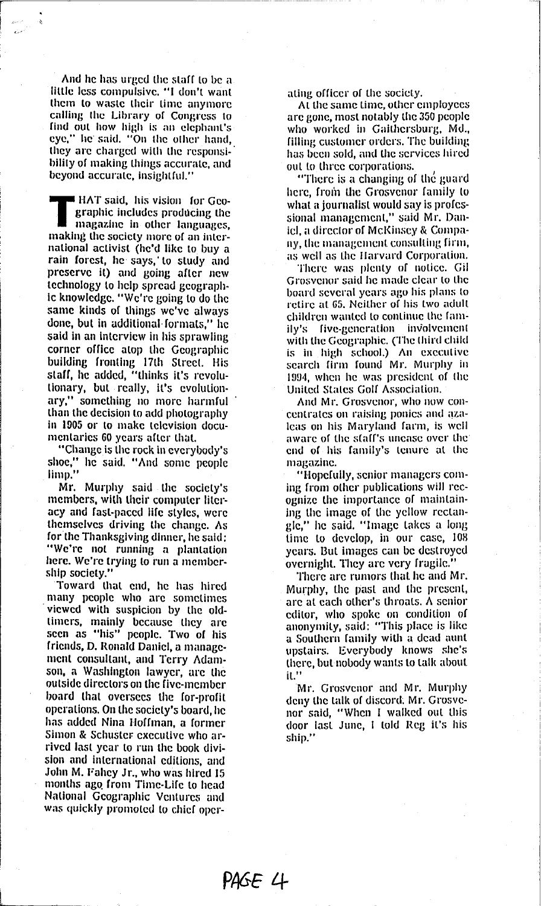And he has urged the staff to be a little less compulsive. "I don't want them to waste their time anymore calling the Library of Congress to find out how high is an elephant's eye," he said. "On the other hand, they are charged with the responsibility of making things accurate, and beyond accurate, insightful."

THAT said, his vision for Geographic includes producing the magazine in other languages, making the society more of an international activist (he'd like to buy a rain forest, he says, to study and preserve it) and going after new technology to help spread geographic knowledge. "We're going to do the same kinds of things we've always done, but in additional formats," he said in an interview in his sprawling corner office atop the Geographic building fronting 17th Street. His staff, he added, "thinks it's revolutionary, but really, it's evolutionary," something no more harmful than the decision to add photography in 1905 or to make television documentaries 60 years after that.

"Change is the rock in everybody's shoe," he said. "And some people limp."

Mr. Murphy said the society's members, with their computer literacy and fast-paced life styles, were themselves driving the change. As for the Thanksgiving dinner, he said: "We're not running a plantation here. We're trying to run a membership society."

Toward that end, he has hired many people who are sometimes viewed with suspicion by the old-timers, mainly because they are seen as "his" people. Two of his friends, D. Ronald Daniel, a management consultant, and Terry Adamson, a Washington lawyer, are the outside directors on the five-member board that oversees the for-profit operations. On the society's board, he has added Nina Hoffman, a former Simon & Schuster executive who arrived last year to run the book division and international editions, and John M. Fahey Jr., who was hired 15 months ago from Time-Life to head National Geographic Ventures and was quickly promoted to chief operating officer of the society.

At the same time, other employees are gone, most notably the 350 people who worked in Gaithersburg, Md., filling customer orders. The building has been sold, and the services hired out to three corporations.

"There is a changing of the guard here, from the Grosvenor family to what a journalist would say is professional management," said Mr. Daniel, a director of McKinsey & Company, the management consulting firm, as well as the Harvard Corporation.

There was plenty of notice. Gil Grosvenor said he made clear to the board several years ago his plans to retire at 65. Neither of his two adult children wanted to continue the family's five-generation involvement with the Geographic. (The third child is in high school.) An executive search firm found Mr. Murphy in 1994, when he was president of the United States Golf Association.

And Mr. Grosvenor, who now concentrates on raising ponies and azaleas on his Maryland farm, is well aware of the staff's unease over the end of his family's tenure at the magazine.

"Hopefully, senior managers coming from other publications will recognize the importance of maintaining the image of the yellow rectangle," he said. "Image takes a long time to develop, in our case, 108 years. But images can be destroyed overnight. They are very fragile."

There are rumors that he and Mr. Murphy, the past and the present, are at each other's throats. A senior editor, who spoke on condition of anonymity, said: "This place is like a Southern family with a dead aunt upstairs. Everybody knows she's there, but nobody wants to talk about it."

Mr. Grosvenor and Mr. Murphy deny the talk of discord. Mr. Grosvenor said, "When I walked out this door last June, I told Reg it's his ship."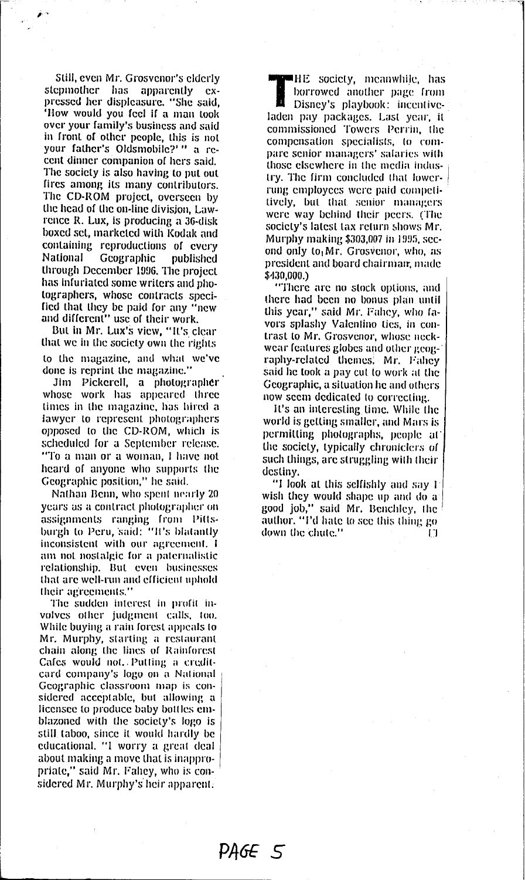Still, even Mr. Grosvenor's elderly stepmother has apparently expressed her displeasure. "She said, 'How would you feel if a man took over your family's business and said in front of other people, this is not your father's Oldsmobile?'" a recent dinner companion of hers said.

The society is also having to put out fires among its many contributors. The CD-ROM project, overseen by the head of the on-line division, Lawrence R. Lux, is producing a 36-disk boxed set, marketed with Kodak and containing reproductions of every National Geographic published through December 1996. The project has infuriated some writers and photographers, whose contracts specified that they be paid for any "new and different" use of their work.

But in Mr. Lux's view, "It's clear that we in the society own the rights to the magazine, and what we've done is reprint the magazine."

Jim Pickerell, a photographer whose work has appeared three times in the magazine, has hired a lawyer to represent photographers opposed to the CD-ROM, which is scheduled for a September release. "To a man or a woman, I have not heard of anyone who supports the Geographic position," he said.

Nathan Benn, who spent nearly 20 years as a contract photographer on assignments ranging from Pittsburgh to Peru, said: "It's blatantly inconsistent with our agreement. I am not nostalgic for a paternalistic relationship. But even businesses that are well-run and efficient uphold their agreements."

The sudden interest in profit involves other judgment calls, too. While buying a rain forest appeals to Mr. Murphy, starting a restaurant chain along the lines of Rainforest Cafes would not. Putting a credit-card company's logo on a National Geographic classroom map is considered acceptable, but allowing a licensee to produce baby bottles emblazoned with the society's logo is still taboo, since it would hardly be educational. "I worry a great deal about making a move that is inappropriate," said Mr. Fahey, who is considered Mr. Murphy's heir apparent.

The society, meanwhile, has borrowed another page from Disney's playbook: incentive-laden pay packages. Last year, it commissioned Towers Perrin, the compensation specialists, to compare senior managers' salaries with those elsewhere in the media industry. The firm concluded that lower-rung employees were paid competitively, but that senior managers were way behind their peers. (The society's latest tax return shows Mr. Murphy making $303,007 in 1995, second only to Mr. Grosvenor, who, as president and board chairman, made $430,000.)

"There are no stock options, and there had been no bonus plan until this year," said Mr. Fahey, who favors splashy Valentino ties, in contrast to Mr. Grosvenor, whose neckwear features globes and other geography-related themes. Mr. Fahey said he took a pay cut to work at the Geographic, a situation he and others now seem dedicated to correcting.

It's an interesting time. While the world is getting smaller, and Mars is permitting photographs, people at the society, typically chroniclers of such things, are struggling with their destiny.

"I look at this selfishly and say I wish they would shape up and do a good job," said Mr. Benchley, the author. "I'd hate to see this thing go down the chute." □